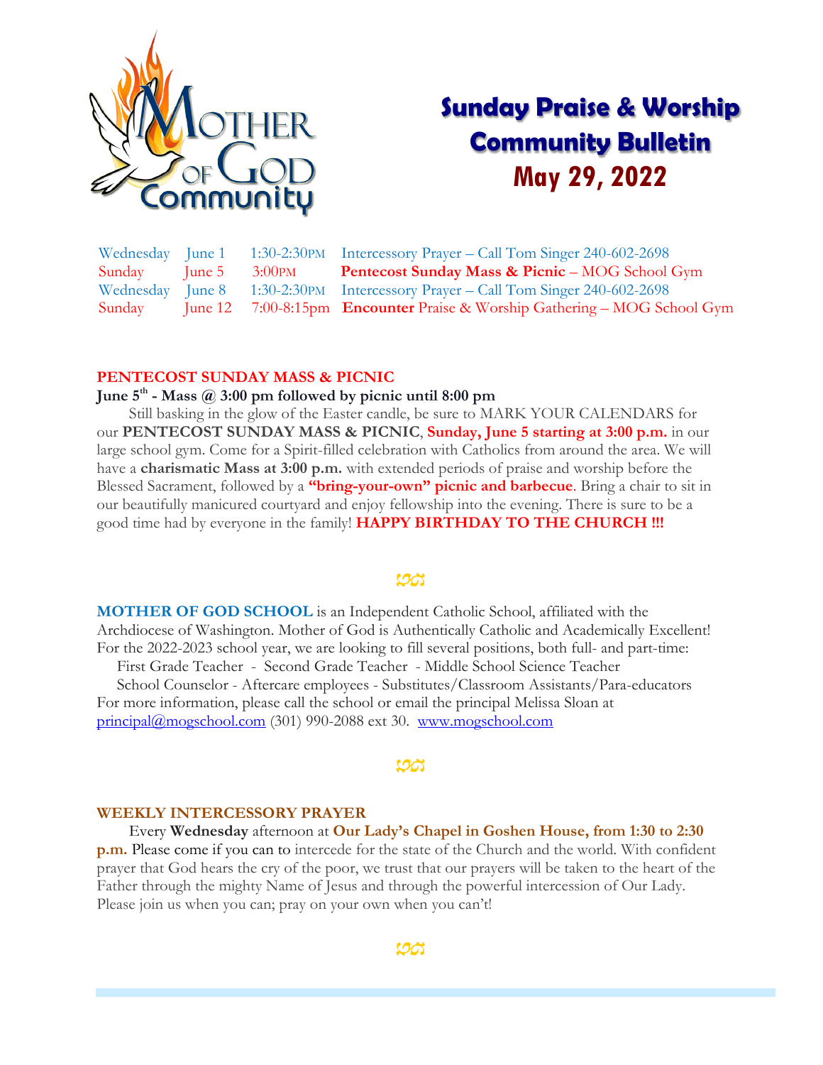# Sunday Praise & Worship Community Bulletin

## May 29, 2022

| | | | |
|---|---|---|---|
| Wednesday | June 1 | 1:30-2:30PM | Intercessory Prayer – Call Tom Singer 240-602-2698 |
| Sunday | June 5 | 3:00PM | **Pentecost Sunday Mass & Picnic** – MOG School Gym |
| Wednesday | June 8 | 1:30-2:30PM | Intercessory Prayer – Call Tom Singer 240-602-2698 |
| Sunday | June 12 | 7:00-8:15pm | **Encounter** Praise & Worship Gathering – MOG School Gym |

### PENTECOST SUNDAY MASS & PICNIC

**June 5th - Mass @ 3:00 pm followed by picnic until 8:00 pm**

Still basking in the glow of the Easter candle, be sure to MARK YOUR CALENDARS for our **PENTECOST SUNDAY MASS & PICNIC**, **Sunday, June 5 starting at 3:00 p.m.** in our large school gym. Come for a Spirit-filled celebration with Catholics from around the area. We will have a **charismatic Mass at 3:00 p.m.** with extended periods of praise and worship before the Blessed Sacrament, followed by a **"bring-your-own" picnic and barbecue**. Bring a chair to sit in our beautifully manicured courtyard and enjoy fellowship into the evening. There is sure to be a good time had by everyone in the family! **HAPPY BIRTHDAY TO THE CHURCH !!!**

**MOTHER OF GOD SCHOOL** is an Independent Catholic School, affiliated with the Archdiocese of Washington. Mother of God is Authentically Catholic and Academically Excellent! For the 2022-2023 school year, we are looking to fill several positions, both full- and part-time:

First Grade Teacher - Second Grade Teacher - Middle School Science Teacher
School Counselor - Aftercare employees - Substitutes/Classroom Assistants/Para-educators

For more information, please call the school or email the principal Melissa Sloan at principal@mogschool.com (301) 990-2088 ext 30. www.mogschool.com

### WEEKLY INTERCESSORY PRAYER

Every **Wednesday** afternoon at **Our Lady's Chapel in Goshen House, from 1:30 to 2:30 p.m.** Please come if you can to intercede for the state of the Church and the world. With confident prayer that God hears the cry of the poor, we trust that our prayers will be taken to the heart of the Father through the mighty Name of Jesus and through the powerful intercession of Our Lady. Please join us when you can; pray on your own when you can't!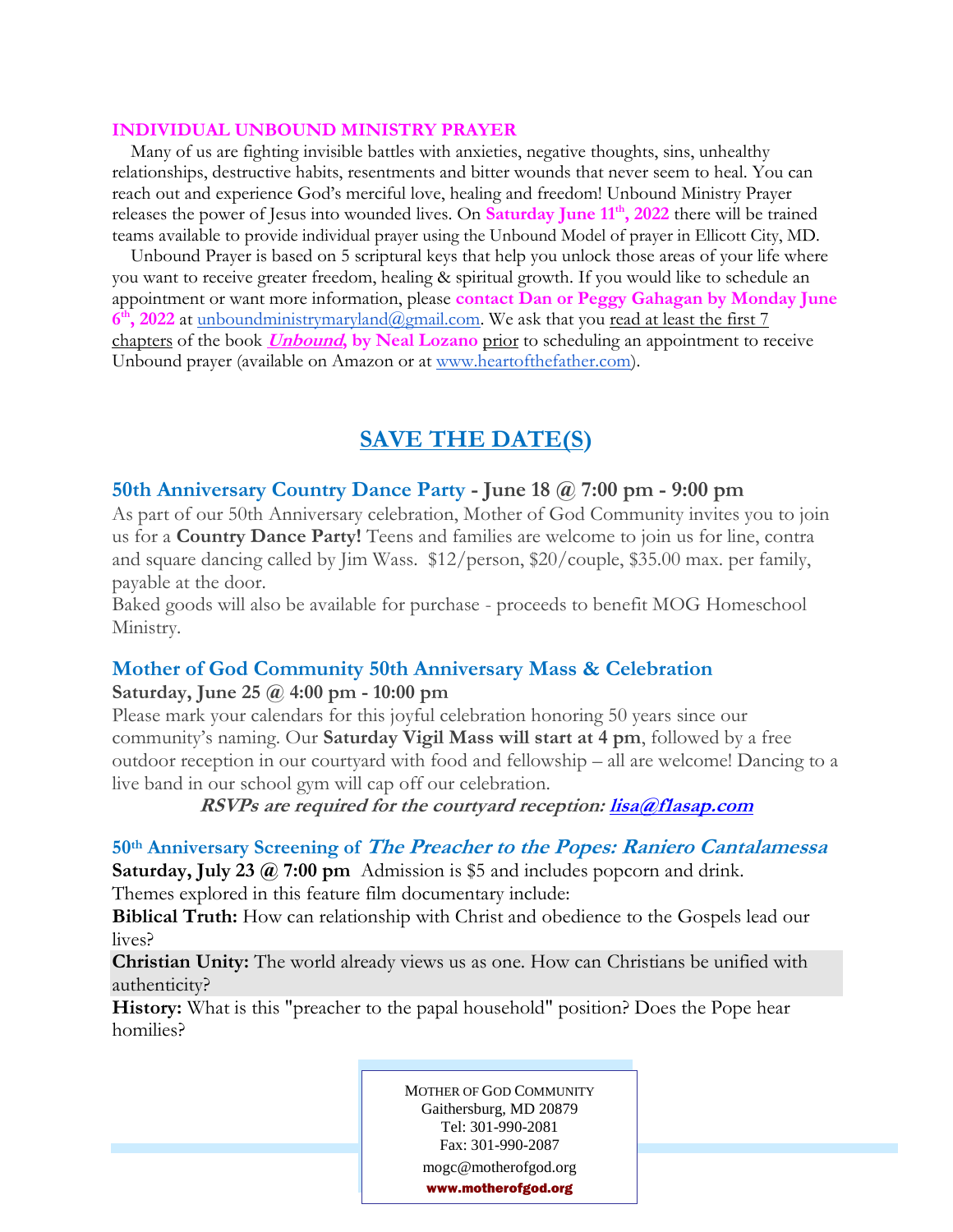## INDIVIDUAL UNBOUND MINISTRY PRAYER

Many of us are fighting invisible battles with anxieties, negative thoughts, sins, unhealthy relationships, destructive habits, resentments and bitter wounds that never seem to heal. You can reach out and experience God's merciful love, healing and freedom! Unbound Ministry Prayer releases the power of Jesus into wounded lives. On **Saturday June 11th, 2022** there will be trained teams available to provide individual prayer using the Unbound Model of prayer in Ellicott City, MD.

Unbound Prayer is based on 5 scriptural keys that help you unlock those areas of your life where you want to receive greater freedom, healing & spiritual growth. If you would like to schedule an appointment or want more information, please **contact Dan or Peggy Gahagan by Monday June 6th, 2022** at unboundministrymaryland@gmail.com. We ask that you read at least the first 7 chapters of the book ***Unbound*, by Neal Lozano** prior to scheduling an appointment to receive Unbound prayer (available on Amazon or at www.heartofthefather.com).

# SAVE THE DATE(S)

### 50th Anniversary Country Dance Party - June 18 @ 7:00 pm - 9:00 pm

As part of our 50th Anniversary celebration, Mother of God Community invites you to join us for a **Country Dance Party!** Teens and families are welcome to join us for line, contra and square dancing called by Jim Wass. $12/person, $20/couple, $35.00 max. per family, payable at the door.

Baked goods will also be available for purchase - proceeds to benefit MOG Homeschool Ministry.

### Mother of God Community 50th Anniversary Mass & Celebration

**Saturday, June 25 @ 4:00 pm - 10:00 pm**

Please mark your calendars for this joyful celebration honoring 50 years since our community's naming. Our **Saturday Vigil Mass will start at 4 pm**, followed by a free outdoor reception in our courtyard with food and fellowship – all are welcome! Dancing to a live band in our school gym will cap off our celebration.

***RSVPs are required for the courtyard reception: lisa@f1asap.com***

### 50th Anniversary Screening of *The Preacher to the Popes: Raniero Cantalamessa*

**Saturday, July 23 @ 7:00 pm** Admission is $5 and includes popcorn and drink.

Themes explored in this feature film documentary include:

**Biblical Truth:** How can relationship with Christ and obedience to the Gospels lead our lives?

**Christian Unity:** The world already views us as one. How can Christians be unified with authenticity?

**History:** What is this "preacher to the papal household" position? Does the Pope hear homilies?

MOTHER OF GOD COMMUNITY
Gaithersburg, MD 20879
Tel: 301-990-2081
Fax: 301-990-2087
mogc@motherofgod.org
www.motherofgod.org